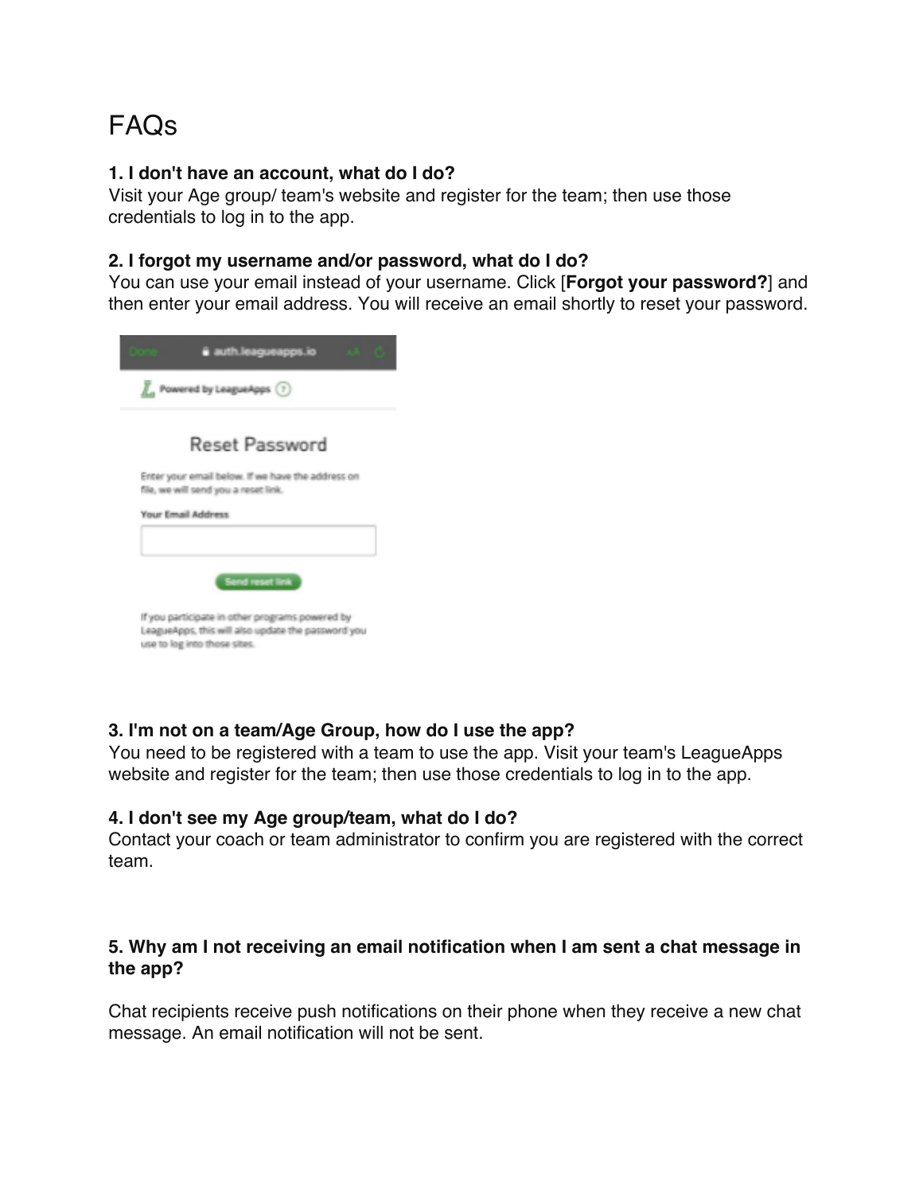# FAQs

**1. I don't have an account, what do I do?**
Visit your Age group/ team's website and register for the team; then use those credentials to log in to the app.

**2. I forgot my username and/or password, what do I do?**
You can use your email instead of your username. Click [**Forgot your password?**] and then enter your email address. You will receive an email shortly to reset your password.

**3. I'm not on a team/Age Group, how do I use the app?**
You need to be registered with a team to use the app. Visit your team's LeagueApps website and register for the team; then use those credentials to log in to the app.

**4. I don't see my Age group/team, what do I do?**
Contact your coach or team administrator to confirm you are registered with the correct team.

**5. Why am I not receiving an email notification when I am sent a chat message in the app?**

Chat recipients receive push notifications on their phone when they receive a new chat message. An email notification will not be sent.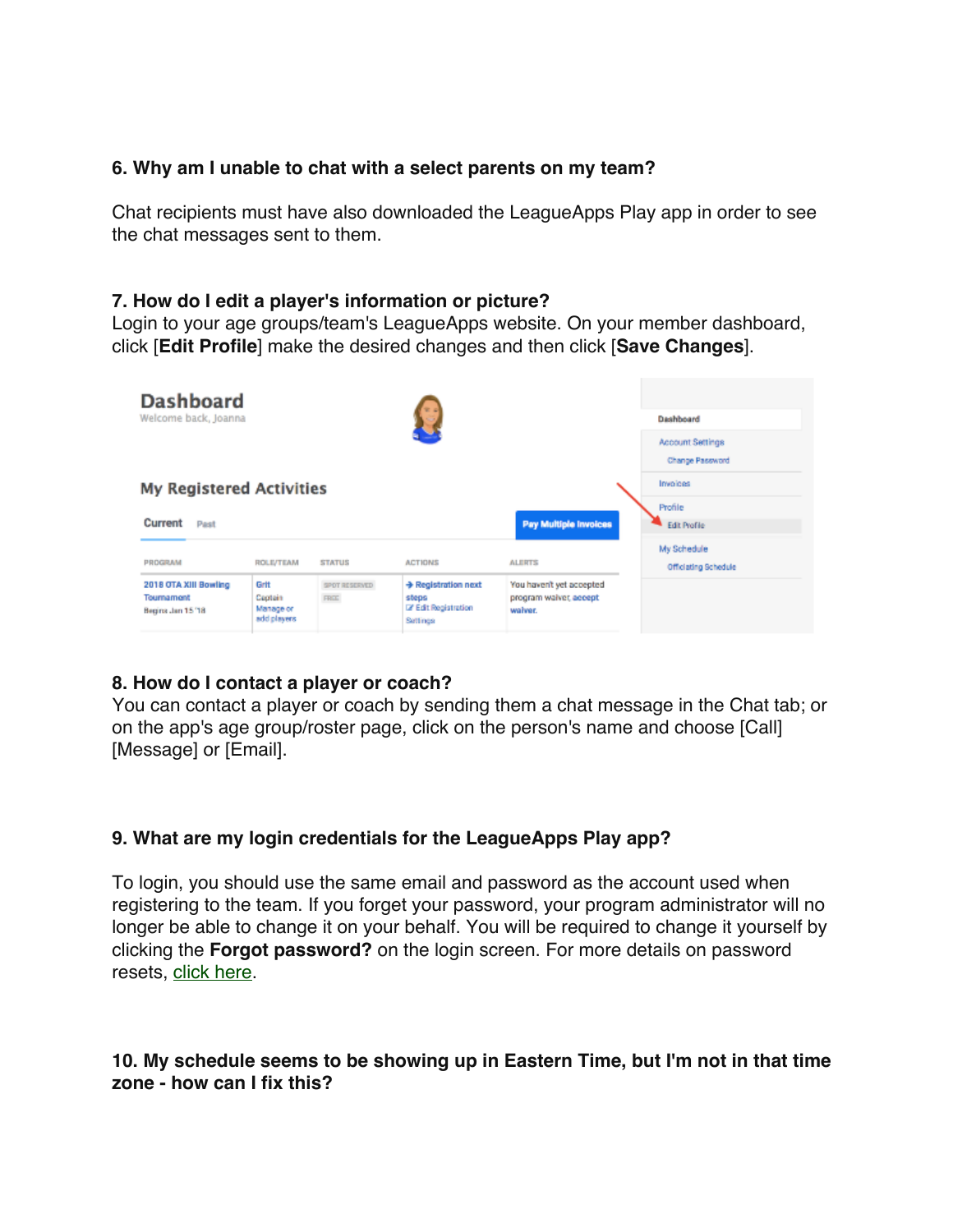### 6. Why am I unable to chat with a select parents on my team?

Chat recipients must have also downloaded the LeagueApps Play app in order to see the chat messages sent to them.

### 7. How do I edit a player's information or picture?

Login to your age groups/team's LeagueApps website. On your member dashboard, click [**Edit Profile**] make the desired changes and then click [**Save Changes**].

### 8. How do I contact a player or coach?

You can contact a player or coach by sending them a chat message in the Chat tab; or on the app's age group/roster page, click on the person's name and choose [Call] [Message] or [Email].

### 9. What are my login credentials for the LeagueApps Play app?

To login, you should use the same email and password as the account used when registering to the team. If you forget your password, your program administrator will no longer be able to change it on your behalf. You will be required to change it yourself by clicking the **Forgot password?** on the login screen. For more details on password resets, click here.

### 10. My schedule seems to be showing up in Eastern Time, but I'm not in that time zone - how can I fix this?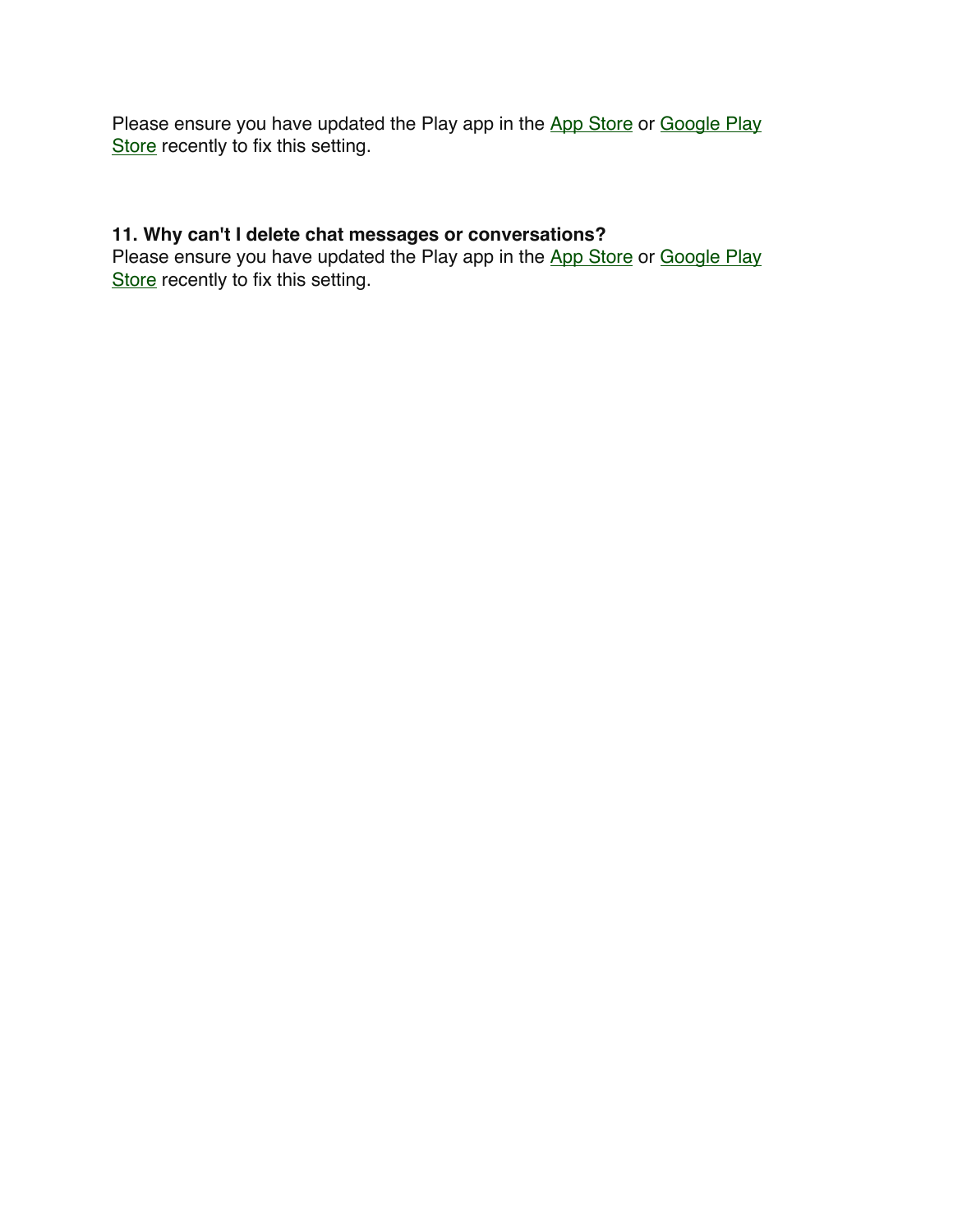Please ensure you have updated the Play app in the App Store or Google Play Store recently to fix this setting.

**11. Why can't I delete chat messages or conversations?**

Please ensure you have updated the Play app in the App Store or Google Play Store recently to fix this setting.